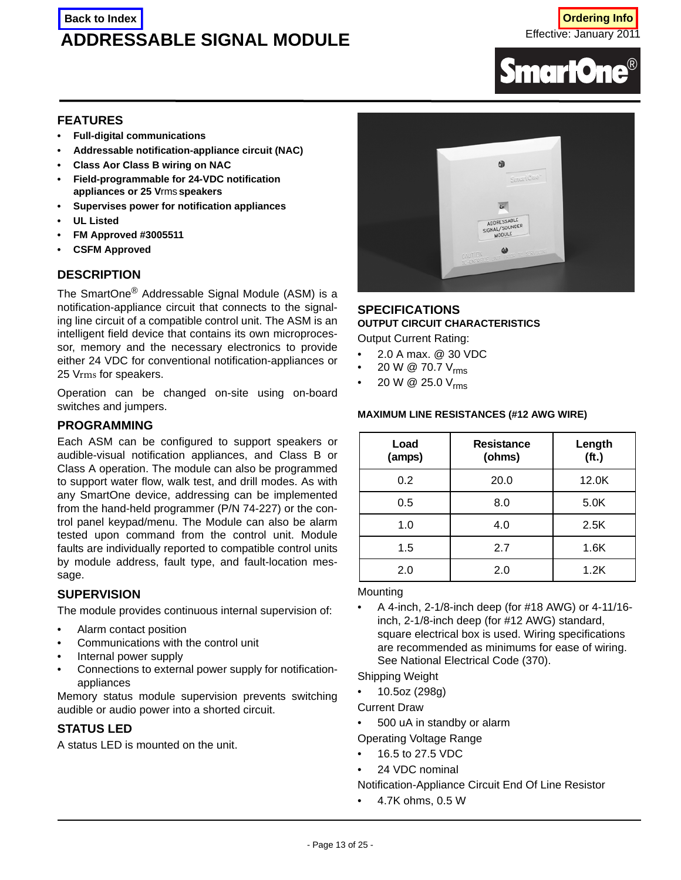Back to Index

# ADDRESSABLE SIGNAL MODULE

Ordering Info

Effective: January 2011

SmartOne®

## FEATURES

- **Full-digital communications**
- **Addressable notification-appliance circuit (NAC)**
- **Class Aor Class B wiring on NAC**
- **Field-programmable for 24-VDC notification appliances or 25 Vrms speakers**
- **Supervises power for notification appliances**
- **UL Listed**
- **FM Approved #3005511**
- **CSFM Approved**

## DESCRIPTION

The SmartOne® Addressable Signal Module (ASM) is a notification-appliance circuit that connects to the signaling line circuit of a compatible control unit. The ASM is an intelligent field device that contains its own microprocessor, memory and the necessary electronics to provide either 24 VDC for conventional notification-appliances or 25 Vrms for speakers.

Operation can be changed on-site using on-board switches and jumpers.

## PROGRAMMING

Each ASM can be configured to support speakers or audible-visual notification appliances, and Class B or Class A operation. The module can also be programmed to support water flow, walk test, and drill modes. As with any SmartOne device, addressing can be implemented from the hand-held programmer (P/N 74-227) or the control panel keypad/menu. The Module can also be alarm tested upon command from the control unit. Module faults are individually reported to compatible control units by module address, fault type, and fault-location message.

## SUPERVISION

The module provides continuous internal supervision of:

- Alarm contact position
- Communications with the control unit
- Internal power supply
- Connections to external power supply for notification-appliances

Memory status module supervision prevents switching audible or audio power into a shorted circuit.

## STATUS LED

A status LED is mounted on the unit.

## SPECIFICATIONS

### OUTPUT CIRCUIT CHARACTERISTICS

Output Current Rating:

- 2.0 A max. @ 30 VDC
- 20 W @ 70.7 $V_{rms}$
- 20 W @ 25.0 $V_{rms}$

### MAXIMUM LINE RESISTANCES (#12 AWG WIRE)

| Load (amps) | Resistance (ohms) | Length (ft.) |
|---|---|---|
| 0.2 | 20.0 | 12.0K |
| 0.5 | 8.0 | 5.0K |
| 1.0 | 4.0 | 2.5K |
| 1.5 | 2.7 | 1.6K |
| 2.0 | 2.0 | 1.2K |

Mounting

- A 4-inch, 2-1/8-inch deep (for #18 AWG) or 4-11/16-inch, 2-1/8-inch deep (for #12 AWG) standard, square electrical box is used. Wiring specifications are recommended as minimums for ease of wiring. See National Electrical Code (370).

Shipping Weight

- 10.5oz (298g)

Current Draw

- 500 uA in standby or alarm

Operating Voltage Range

- 16.5 to 27.5 VDC
- 24 VDC nominal

Notification-Appliance Circuit End Of Line Resistor

- 4.7K ohms, 0.5 W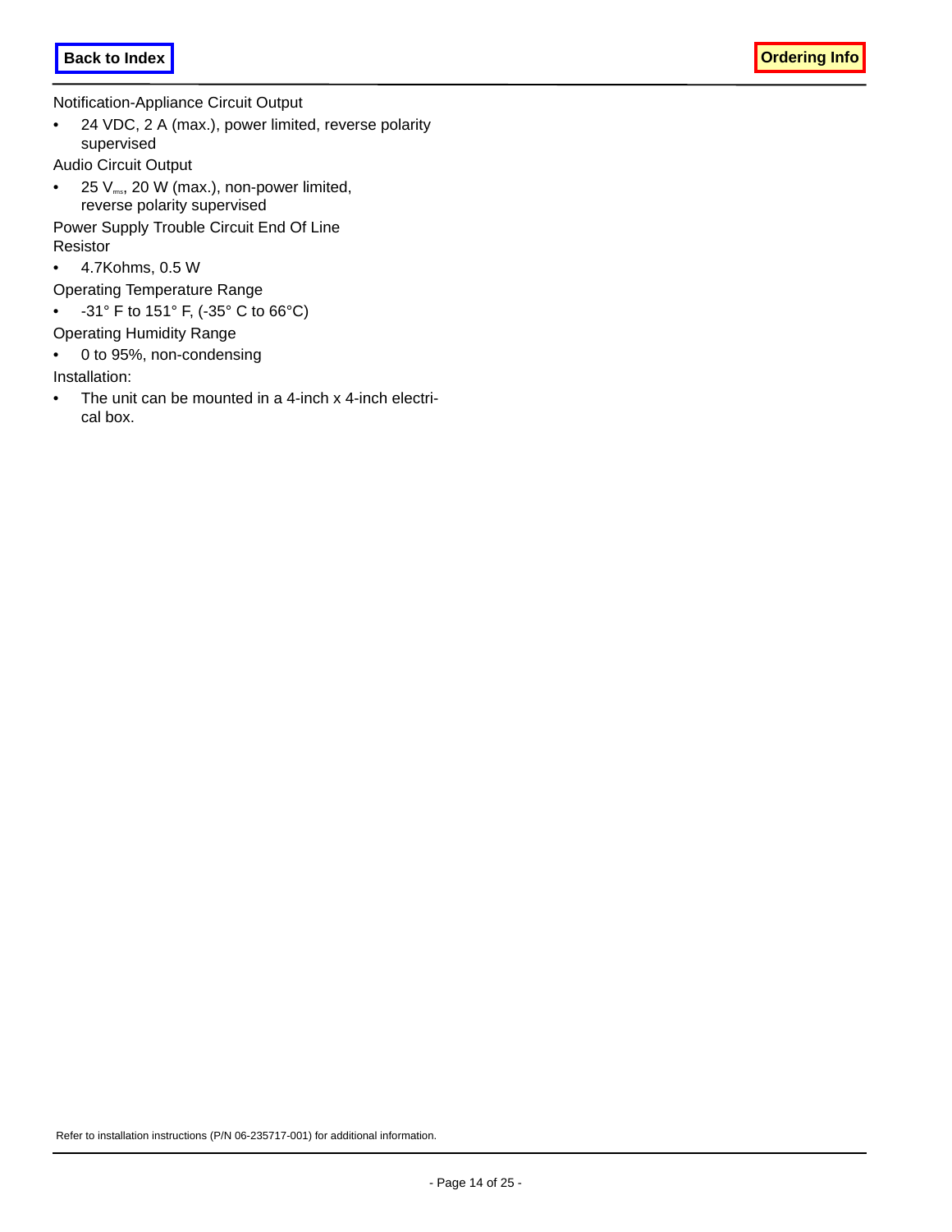Notification-Appliance Circuit Output

- 24 VDC, 2 A (max.), power limited, reverse polarity supervised

Audio Circuit Output

- 25 $V_{rms}$, 20 W (max.), non-power limited, reverse polarity supervised

Power Supply Trouble Circuit End Of Line Resistor

- 4.7Kohms, 0.5 W

Operating Temperature Range

- -31° F to 151° F, (-35° C to 66°C)

Operating Humidity Range

- 0 to 95%, non-condensing

Installation:

- The unit can be mounted in a 4-inch x 4-inch electrical box.

Refer to installation instructions (P/N 06-235717-001) for additional information.